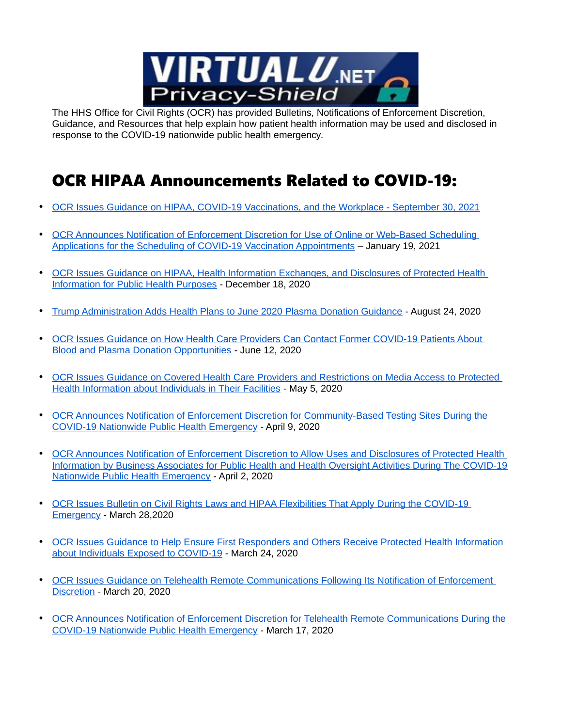The HHS Office for Civil Rights (OCR) has provided Bulletins, Notifications of Enforcement Discretion, Guidance, and Resources that help explain how patient health information may be used and disclosed in response to the COVID-19 nationwide public health emergency.

# OCR HIPAA Announcements Related to COVID-19:

- OCR Issues Guidance on HIPAA, COVID-19 Vaccinations, and the Workplace - September 30, 2021

- OCR Announces Notification of Enforcement Discretion for Use of Online or Web-Based Scheduling Applications for the Scheduling of COVID-19 Vaccination Appointments – January 19, 2021

- OCR Issues Guidance on HIPAA, Health Information Exchanges, and Disclosures of Protected Health Information for Public Health Purposes - December 18, 2020

- Trump Administration Adds Health Plans to June 2020 Plasma Donation Guidance - August 24, 2020

- OCR Issues Guidance on How Health Care Providers Can Contact Former COVID-19 Patients About Blood and Plasma Donation Opportunities - June 12, 2020

- OCR Issues Guidance on Covered Health Care Providers and Restrictions on Media Access to Protected Health Information about Individuals in Their Facilities - May 5, 2020

- OCR Announces Notification of Enforcement Discretion for Community-Based Testing Sites During the COVID-19 Nationwide Public Health Emergency - April 9, 2020

- OCR Announces Notification of Enforcement Discretion to Allow Uses and Disclosures of Protected Health Information by Business Associates for Public Health and Health Oversight Activities During The COVID-19 Nationwide Public Health Emergency - April 2, 2020

- OCR Issues Bulletin on Civil Rights Laws and HIPAA Flexibilities That Apply During the COVID-19 Emergency - March 28,2020

- OCR Issues Guidance to Help Ensure First Responders and Others Receive Protected Health Information about Individuals Exposed to COVID-19 - March 24, 2020

- OCR Issues Guidance on Telehealth Remote Communications Following Its Notification of Enforcement Discretion - March 20, 2020

- OCR Announces Notification of Enforcement Discretion for Telehealth Remote Communications During the COVID-19 Nationwide Public Health Emergency - March 17, 2020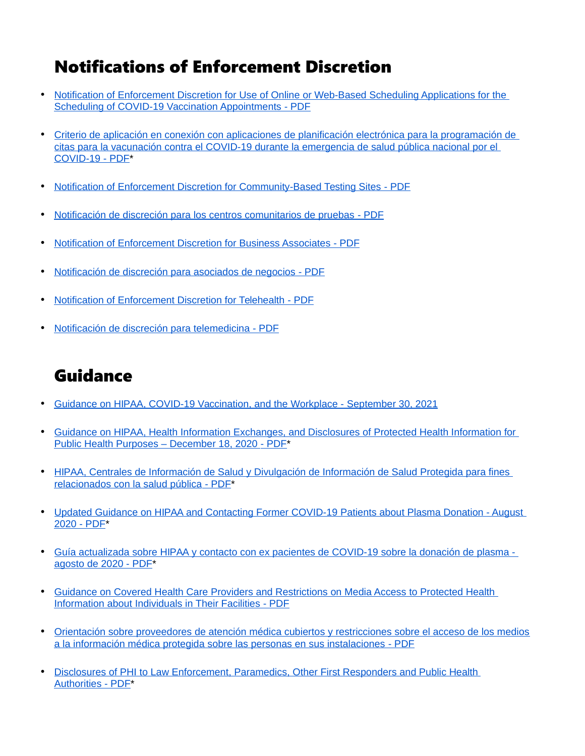## Notifications of Enforcement Discretion

- Notification of Enforcement Discretion for Use of Online or Web-Based Scheduling Applications for the Scheduling of COVID-19 Vaccination Appointments - PDF
- Criterio de aplicación en conexión con aplicaciones de planificación electrónica para la programación de citas para la vacunación contra el COVID-19 durante la emergencia de salud pública nacional por el COVID-19 - PDF*
- Notification of Enforcement Discretion for Community-Based Testing Sites - PDF
- Notificación de discreción para los centros comunitarios de pruebas - PDF
- Notification of Enforcement Discretion for Business Associates - PDF
- Notificación de discreción para asociados de negocios - PDF
- Notification of Enforcement Discretion for Telehealth - PDF
- Notificación de discreción para telemedicina - PDF

## Guidance

- Guidance on HIPAA, COVID-19 Vaccination, and the Workplace - September 30, 2021
- Guidance on HIPAA, Health Information Exchanges, and Disclosures of Protected Health Information for Public Health Purposes – December 18, 2020 - PDF*
- HIPAA, Centrales de Información de Salud y Divulgación de Información de Salud Protegida para fines relacionados con la salud pública - PDF*
- Updated Guidance on HIPAA and Contacting Former COVID-19 Patients about Plasma Donation - August 2020 - PDF*
- Guía actualizada sobre HIPAA y contacto con ex pacientes de COVID-19 sobre la donación de plasma - agosto de 2020 - PDF*
- Guidance on Covered Health Care Providers and Restrictions on Media Access to Protected Health Information about Individuals in Their Facilities - PDF
- Orientación sobre proveedores de atención médica cubiertos y restricciones sobre el acceso de los medios a la información médica protegida sobre las personas en sus instalaciones - PDF
- Disclosures of PHI to Law Enforcement, Paramedics, Other First Responders and Public Health Authorities - PDF*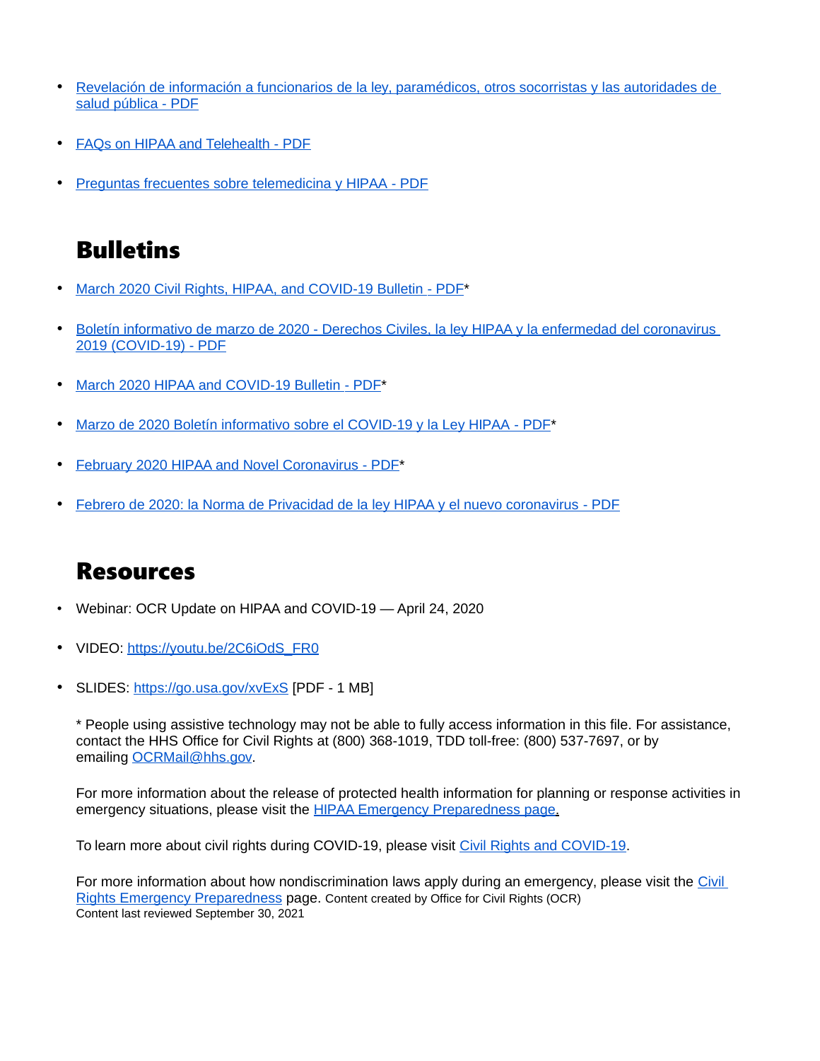- Revelación de información a funcionarios de la ley, paramédicos, otros socorristas y las autoridades de salud pública - PDF

- FAQs on HIPAA and Telehealth - PDF

- Preguntas frecuentes sobre telemedicina y HIPAA - PDF

## Bulletins

- March 2020 Civil Rights, HIPAA, and COVID-19 Bulletin - PDF*

- Boletín informativo de marzo de 2020 - Derechos Civiles, la ley HIPAA y la enfermedad del coronavirus 2019 (COVID-19) - PDF

- March 2020 HIPAA and COVID-19 Bulletin - PDF*

- Marzo de 2020 Boletín informativo sobre el COVID-19 y la Ley HIPAA - PDF*

- February 2020 HIPAA and Novel Coronavirus - PDF*

- Febrero de 2020: la Norma de Privacidad de la ley HIPAA y el nuevo coronavirus - PDF

## Resources

- Webinar: OCR Update on HIPAA and COVID-19 — April 24, 2020

- VIDEO: https://youtu.be/2C6iOdS_FR0

- SLIDES: https://go.usa.gov/xvExS [PDF - 1 MB]

* People using assistive technology may not be able to fully access information in this file. For assistance, contact the HHS Office for Civil Rights at (800) 368-1019, TDD toll-free: (800) 537-7697, or by emailing OCRMail@hhs.gov.

For more information about the release of protected health information for planning or response activities in emergency situations, please visit the HIPAA Emergency Preparedness page.

To learn more about civil rights during COVID-19, please visit Civil Rights and COVID-19.

For more information about how nondiscrimination laws apply during an emergency, please visit the Civil Rights Emergency Preparedness page. Content created by Office for Civil Rights (OCR)
Content last reviewed September 30, 2021